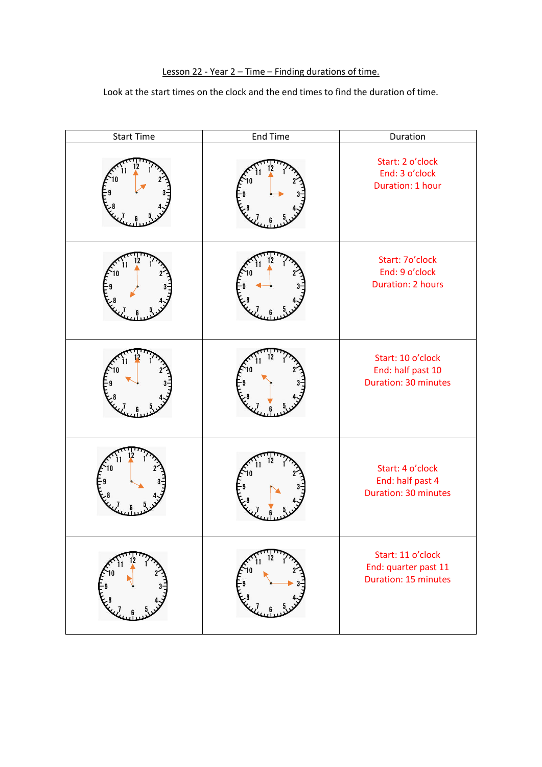Lesson 22 - Year 2 – Time – Finding durations of time.

Look at the start times on the clock and the end times to find the duration of time.

| Start Time | End Time | Duration |
|---|---|---|
| | | Start: 2 o'clock<br>End: 3 o'clock<br>Duration: 1 hour |
| | | Start: 7o'clock<br>End: 9 o'clock<br>Duration: 2 hours |
| | | Start: 10 o'clock<br>End: half past 10<br>Duration: 30 minutes |
| | | Start: 4 o'clock<br>End: half past 4<br>Duration: 30 minutes |
| | | Start: 11 o'clock<br>End: quarter past 11<br>Duration: 15 minutes |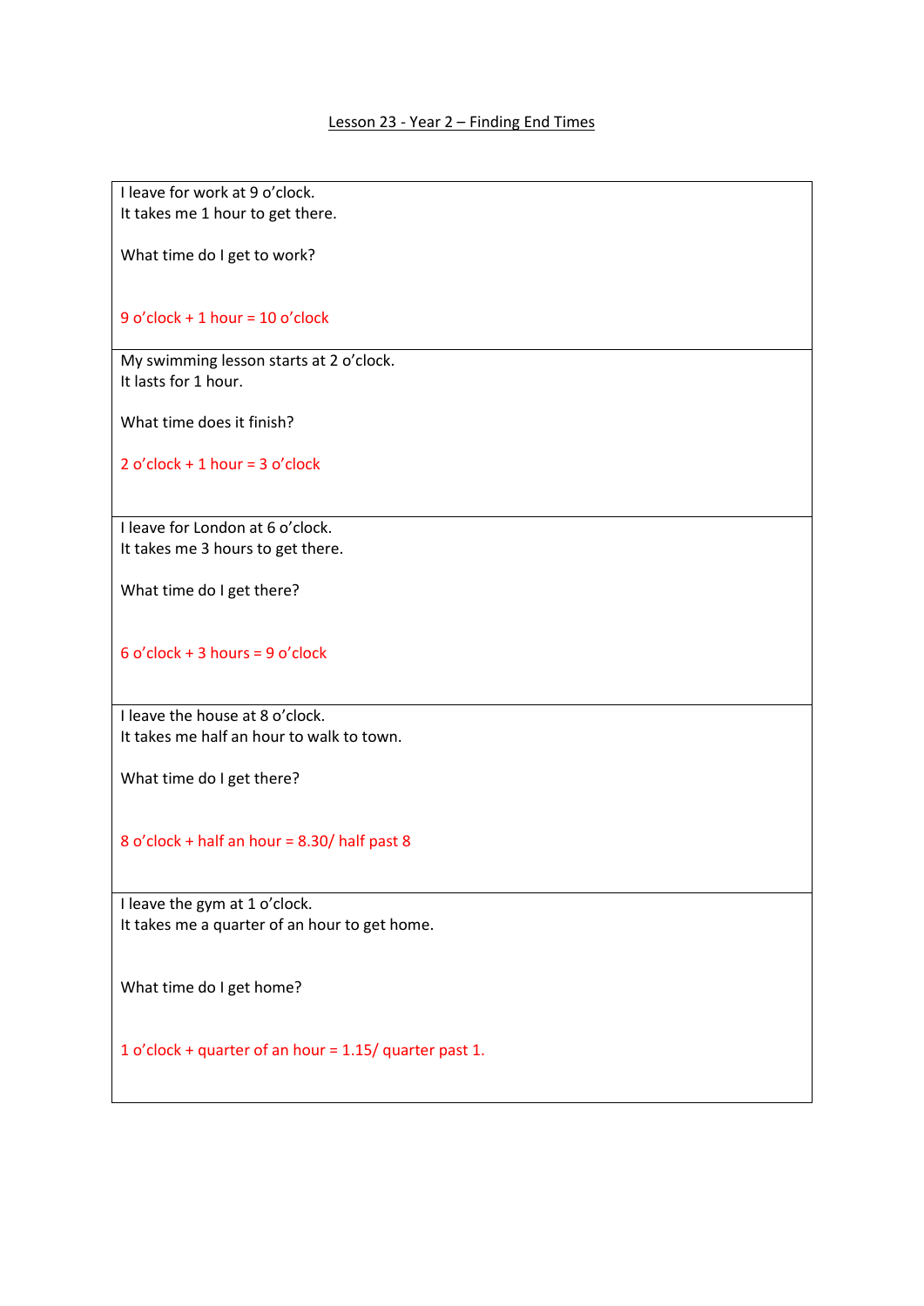Lesson 23 - Year 2 – Finding End Times

| |
|---|
| I leave for work at 9 o'clock.<br>It takes me 1 hour to get there.<br><br>What time do I get to work?<br><br>9 o'clock + 1 hour = 10 o'clock |
| My swimming lesson starts at 2 o'clock.<br>It lasts for 1 hour.<br><br>What time does it finish?<br><br>2 o'clock + 1 hour = 3 o'clock |
| I leave for London at 6 o'clock.<br>It takes me 3 hours to get there.<br><br>What time do I get there?<br><br>6 o'clock + 3 hours = 9 o'clock |
| I leave the house at 8 o'clock.<br>It takes me half an hour to walk to town.<br><br>What time do I get there?<br><br>8 o'clock + half an hour = 8.30/ half past 8 |
| I leave the gym at 1 o'clock.<br>It takes me a quarter of an hour to get home.<br><br>What time do I get home?<br><br>1 o'clock + quarter of an hour = 1.15/ quarter past 1. |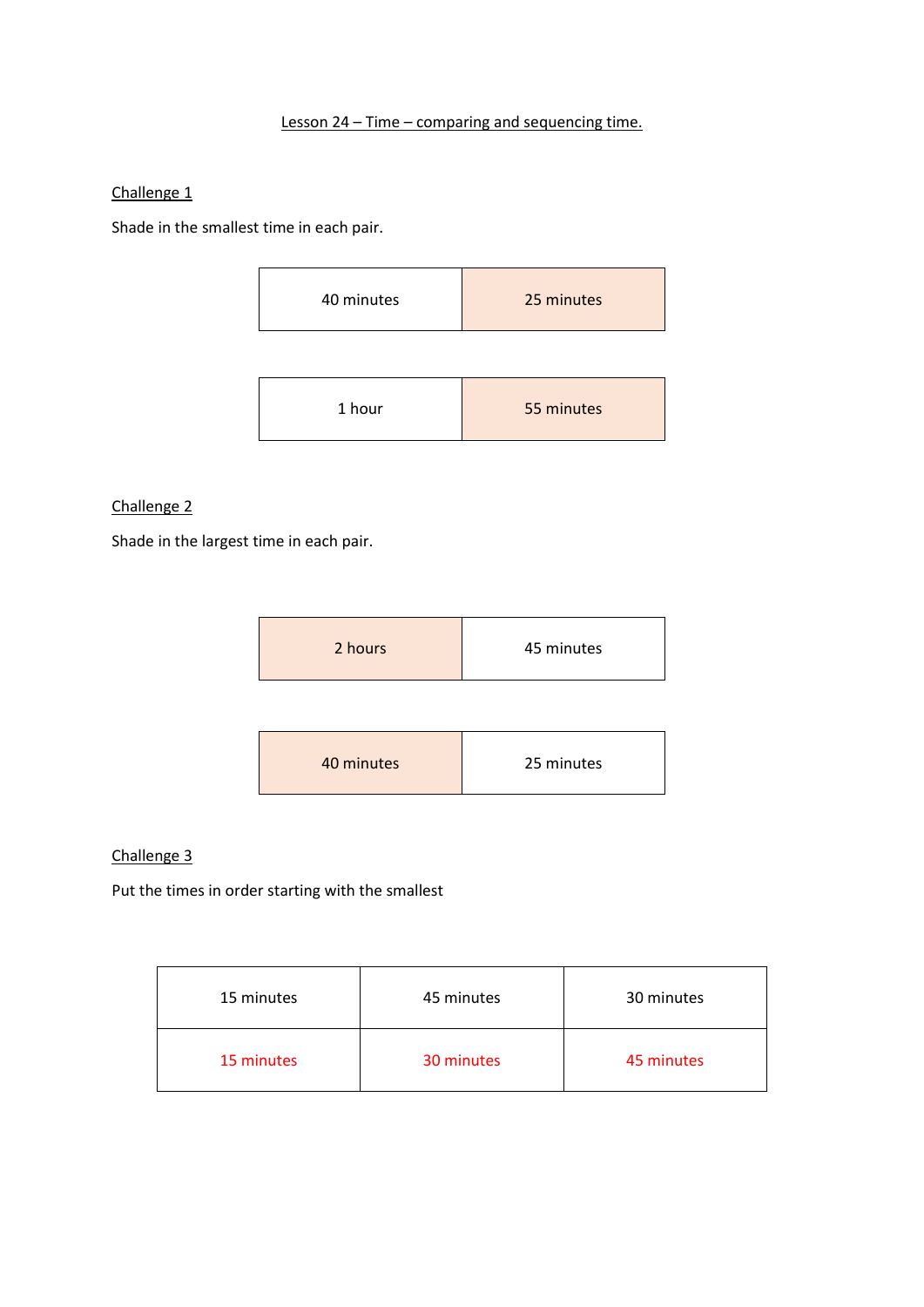Lesson 24 – Time – comparing and sequencing time.

Challenge 1

Shade in the smallest time in each pair.

| 40 minutes | 25 minutes |
|---|---|

| 1 hour | 55 minutes |
|---|---|

Challenge 2

Shade in the largest time in each pair.

| 2 hours | 45 minutes |
|---|---|

| 40 minutes | 25 minutes |
|---|---|

Challenge 3

Put the times in order starting with the smallest

| 15 minutes | 45 minutes | 30 minutes |
|---|---|---|
| 15 minutes | 30 minutes | 45 minutes |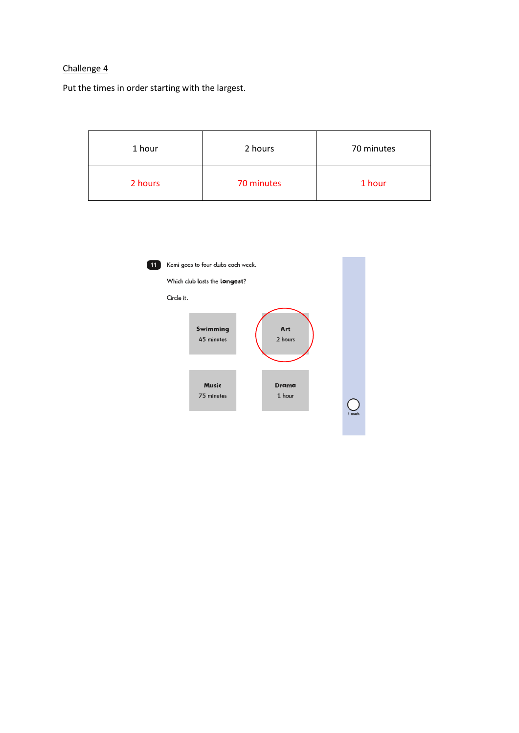Challenge 4

Put the times in order starting with the largest.

| | | |
|---|---|---|
| 1 hour | 2 hours | 70 minutes |
| 2 hours | 70 minutes | 1 hour |

11 Kemi goes to four clubs each week.

Which club lasts the **longest**?

Circle it.

| | |
|---|---|
| **Swimming** 45 minutes | **Art** 2 hours |
| **Music** 75 minutes | **Drama** 1 hour |

1 mark